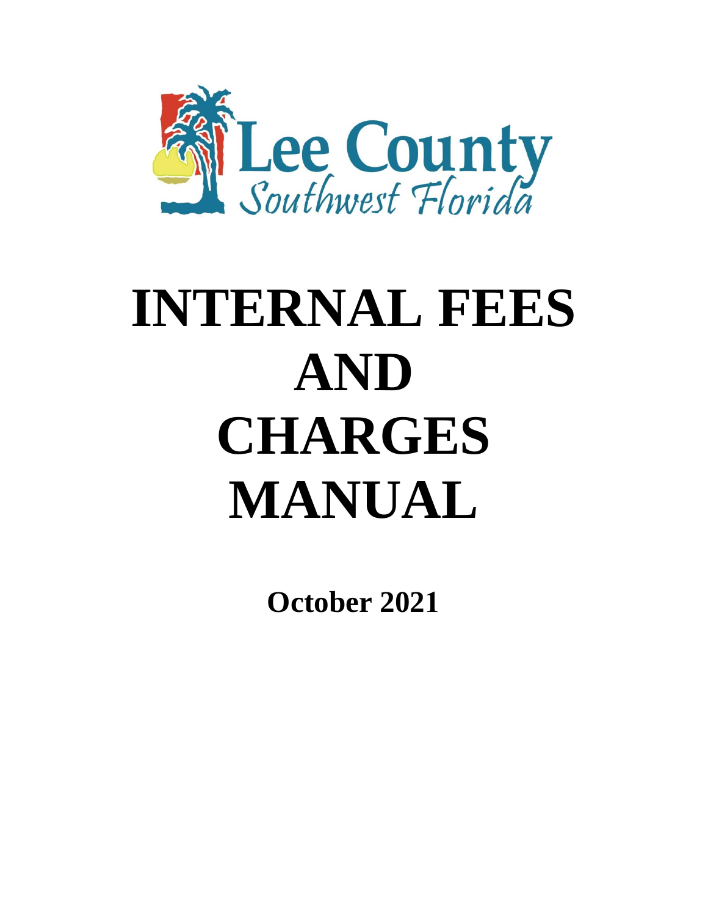Lee County
Southwest Florida

# INTERNAL FEES AND CHARGES MANUAL

**October 2021**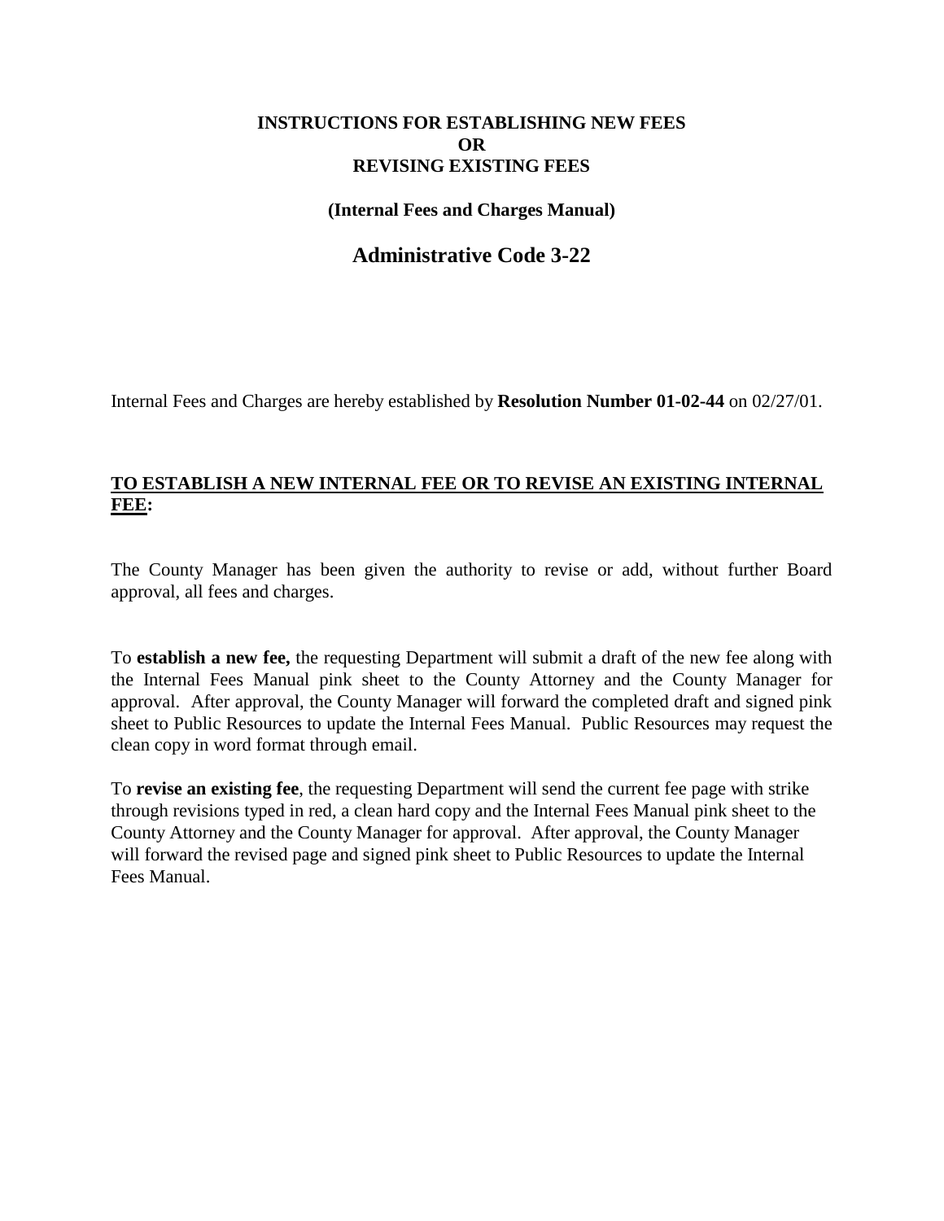**INSTRUCTIONS FOR ESTABLISHING NEW FEES**
**OR**
**REVISING EXISTING FEES**

**(Internal Fees and Charges Manual)**

# Administrative Code 3-22

Internal Fees and Charges are hereby established by **Resolution Number 01-02-44** on 02/27/01.

## TO ESTABLISH A NEW INTERNAL FEE OR TO REVISE AN EXISTING INTERNAL FEE:

The County Manager has been given the authority to revise or add, without further Board approval, all fees and charges.

To **establish a new fee,** the requesting Department will submit a draft of the new fee along with the Internal Fees Manual pink sheet to the County Attorney and the County Manager for approval. After approval, the County Manager will forward the completed draft and signed pink sheet to Public Resources to update the Internal Fees Manual. Public Resources may request the clean copy in word format through email.

To **revise an existing fee**, the requesting Department will send the current fee page with strike through revisions typed in red, a clean hard copy and the Internal Fees Manual pink sheet to the County Attorney and the County Manager for approval. After approval, the County Manager will forward the revised page and signed pink sheet to Public Resources to update the Internal Fees Manual.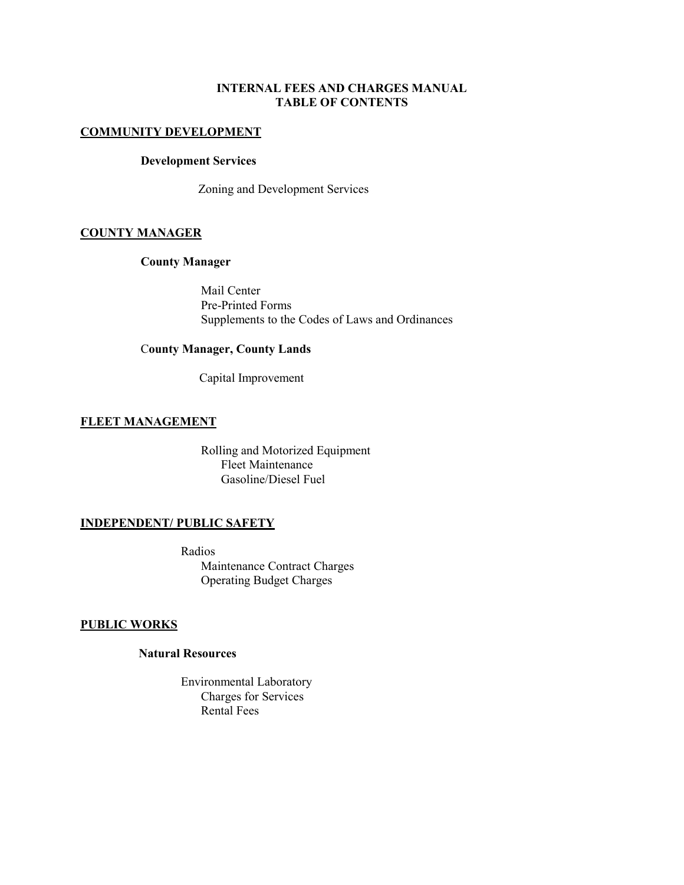# INTERNAL FEES AND CHARGES MANUAL
# TABLE OF CONTENTS

## COMMUNITY DEVELOPMENT

### Development Services

Zoning and Development Services

## COUNTY MANAGER

### County Manager

Mail Center
Pre-Printed Forms
Supplements to the Codes of Laws and Ordinances

### County Manager, County Lands

Capital Improvement

## FLEET MANAGEMENT

Rolling and Motorized Equipment
- Fleet Maintenance
- Gasoline/Diesel Fuel

## INDEPENDENT/ PUBLIC SAFETY

Radios
- Maintenance Contract Charges
- Operating Budget Charges

## PUBLIC WORKS

### Natural Resources

Environmental Laboratory
- Charges for Services
- Rental Fees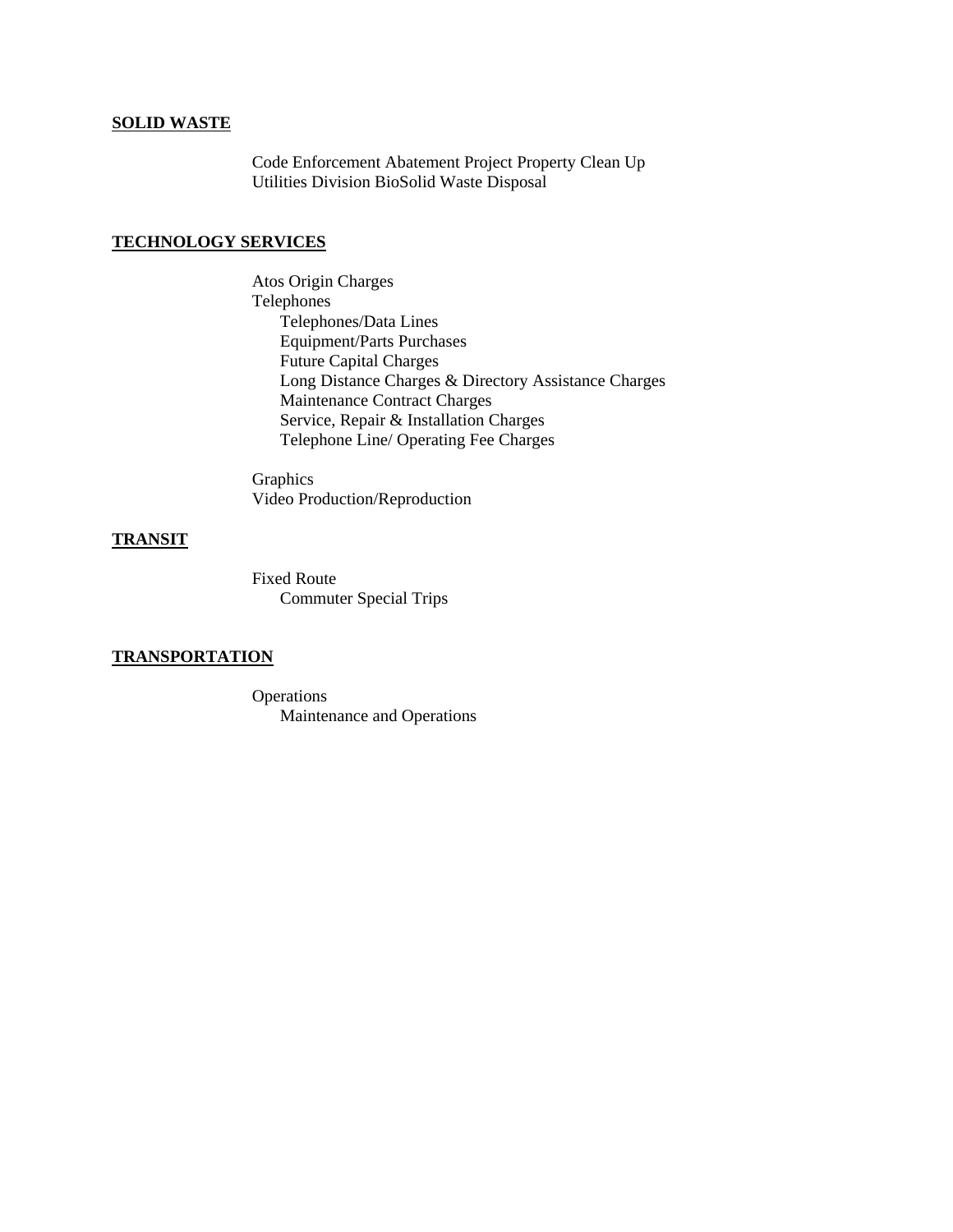**SOLID WASTE**

- Code Enforcement Abatement Project Property Clean Up
- Utilities Division BioSolid Waste Disposal

**TECHNOLOGY SERVICES**

- Atos Origin Charges
- Telephones
  - Telephones/Data Lines
  - Equipment/Parts Purchases
  - Future Capital Charges
  - Long Distance Charges & Directory Assistance Charges
  - Maintenance Contract Charges
  - Service, Repair & Installation Charges
  - Telephone Line/ Operating Fee Charges

- Graphics
- Video Production/Reproduction

**TRANSIT**

- Fixed Route
  - Commuter Special Trips

**TRANSPORTATION**

- Operations
  - Maintenance and Operations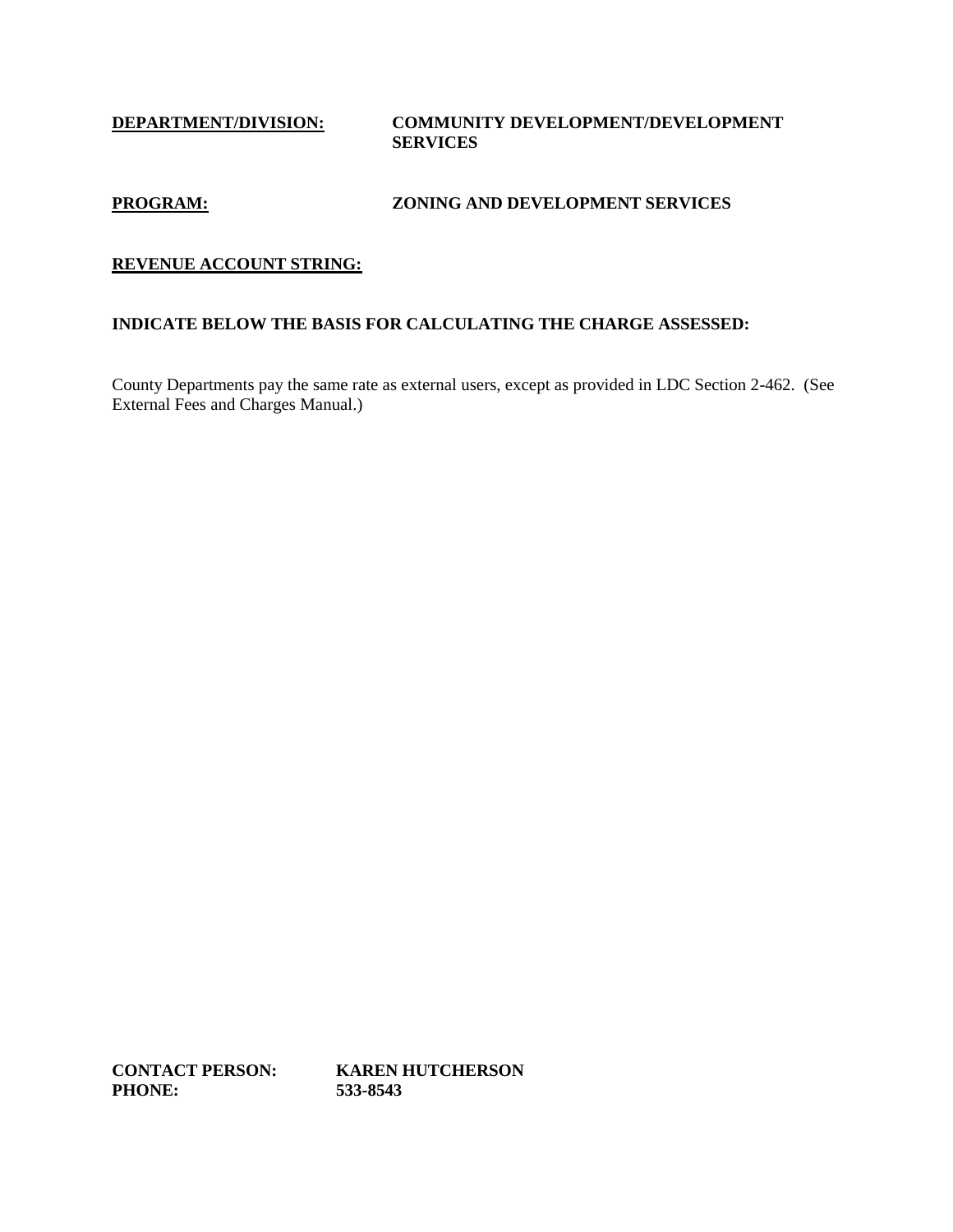**DEPARTMENT/DIVISION:** **COMMUNITY DEVELOPMENT/DEVELOPMENT SERVICES**

**PROGRAM:** **ZONING AND DEVELOPMENT SERVICES**

**REVENUE ACCOUNT STRING:**

**INDICATE BELOW THE BASIS FOR CALCULATING THE CHARGE ASSESSED:**

County Departments pay the same rate as external users, except as provided in LDC Section 2-462. (See External Fees and Charges Manual.)

**CONTACT PERSON:** **KAREN HUTCHERSON**
**PHONE:** **533-8543**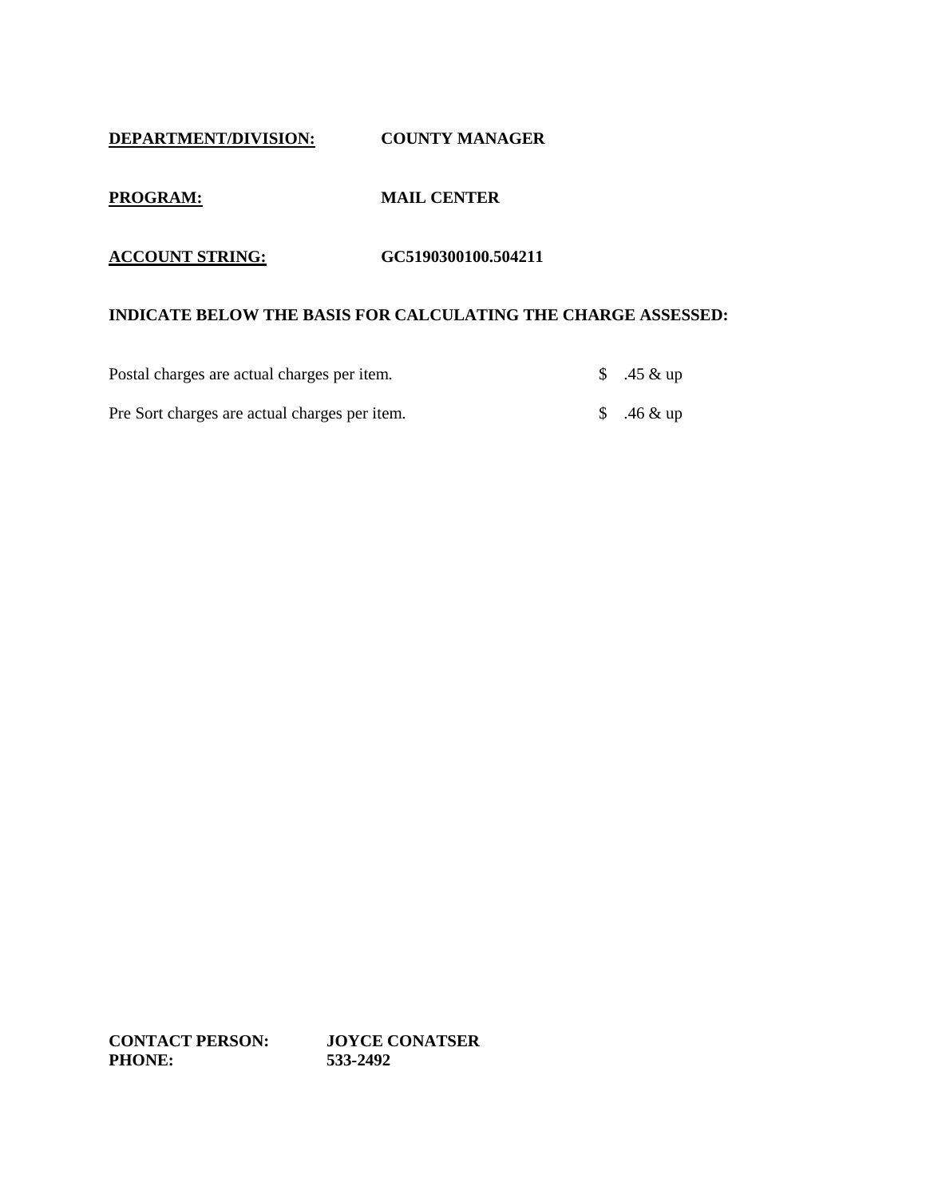**<u>DEPARTMENT/DIVISION:</u>** **COUNTY MANAGER**

**<u>PROGRAM:</u>** **MAIL CENTER**

**<u>ACCOUNT STRING:</u>** **GC5190300100.504211**

**INDICATE BELOW THE BASIS FOR CALCULATING THE CHARGE ASSESSED:**

| | |
|---|---|
| Postal charges are actual charges per item. | $ .45 & up |
| Pre Sort charges are actual charges per item. | $ .46 & up |

**CONTACT PERSON:** **JOYCE CONATSER**
**PHONE:** **533-2492**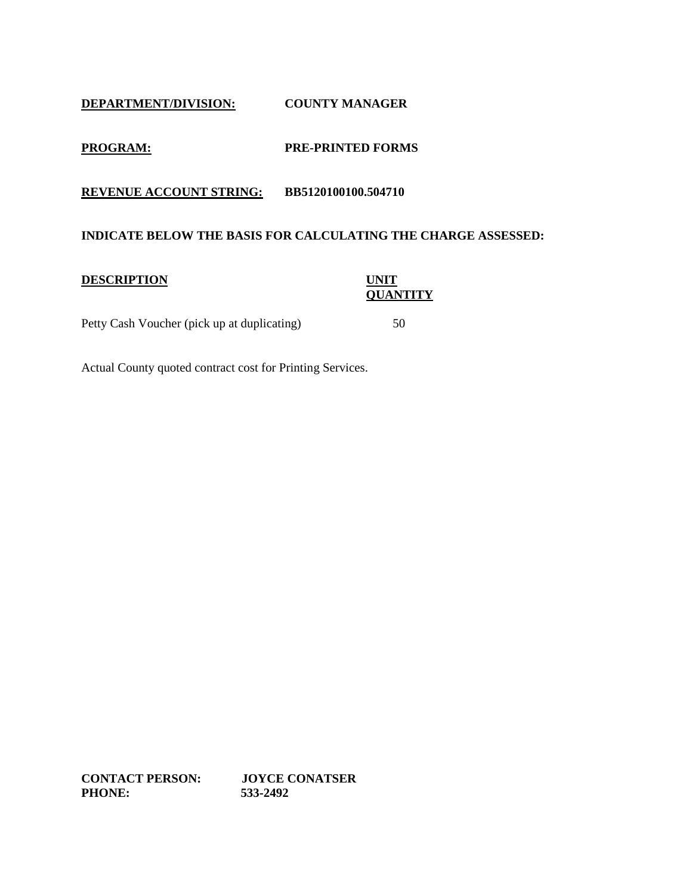**DEPARTMENT/DIVISION:** **COUNTY MANAGER**

**PROGRAM:** **PRE-PRINTED FORMS**

**REVENUE ACCOUNT STRING:** **BB5120100100.504710**

**INDICATE BELOW THE BASIS FOR CALCULATING THE CHARGE ASSESSED:**

| DESCRIPTION | UNIT QUANTITY |
|---|---|
| Petty Cash Voucher (pick up at duplicating) | 50 |

Actual County quoted contract cost for Printing Services.

**CONTACT PERSON:** **JOYCE CONATSER**
**PHONE:** **533-2492**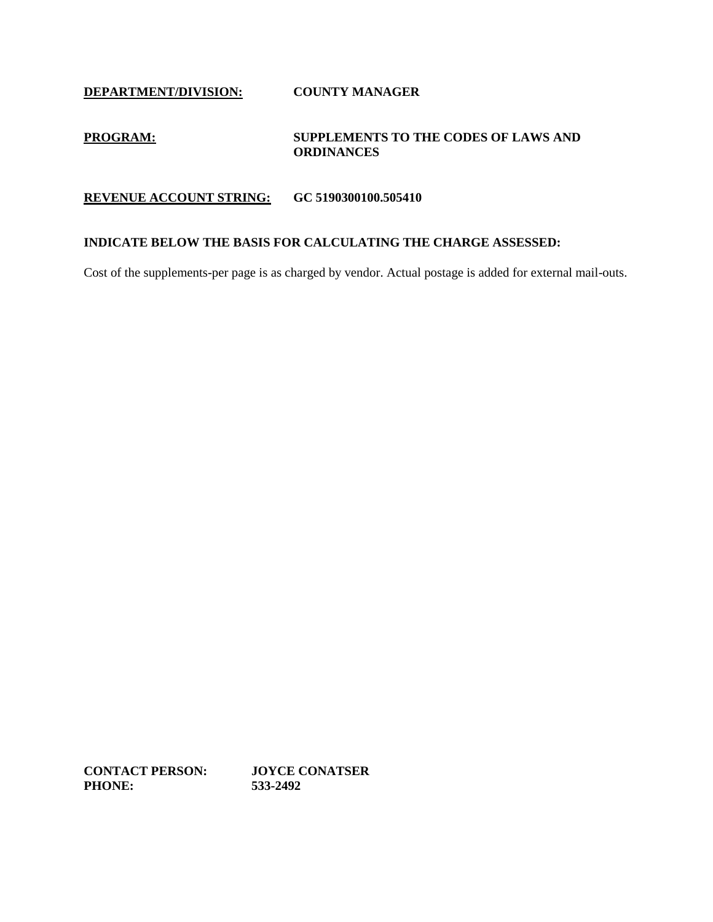**<u>DEPARTMENT/DIVISION:</u>** **COUNTY MANAGER**

**<u>PROGRAM:</u>** **SUPPLEMENTS TO THE CODES OF LAWS AND ORDINANCES**

**<u>REVENUE ACCOUNT STRING:</u>** **GC 5190300100.505410**

**INDICATE BELOW THE BASIS FOR CALCULATING THE CHARGE ASSESSED:**

Cost of the supplements-per page is as charged by vendor. Actual postage is added for external mail-outs.

**CONTACT PERSON:** **JOYCE CONATSER**
**PHONE:** **533-2492**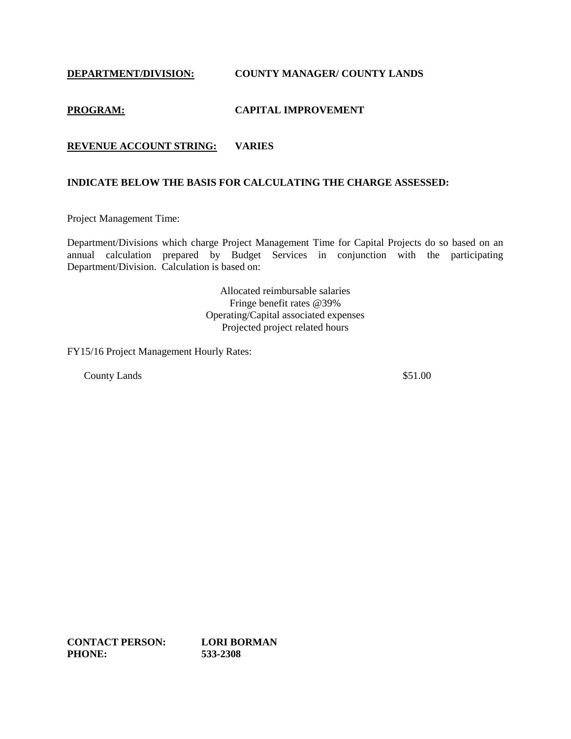**DEPARTMENT/DIVISION:** **COUNTY MANAGER/ COUNTY LANDS**

**PROGRAM:** **CAPITAL IMPROVEMENT**

**REVENUE ACCOUNT STRING:** **VARIES**

**INDICATE BELOW THE BASIS FOR CALCULATING THE CHARGE ASSESSED:**

Project Management Time:

Department/Divisions which charge Project Management Time for Capital Projects do so based on an annual calculation prepared by Budget Services in conjunction with the participating Department/Division. Calculation is based on:

Allocated reimbursable salaries
Fringe benefit rates @39%
Operating/Capital associated expenses
Projected project related hours

FY15/16 Project Management Hourly Rates:

| | |
|---|---|
| County Lands | $51.00 |

**CONTACT PERSON:** **LORI BORMAN**
**PHONE:** **533-2308**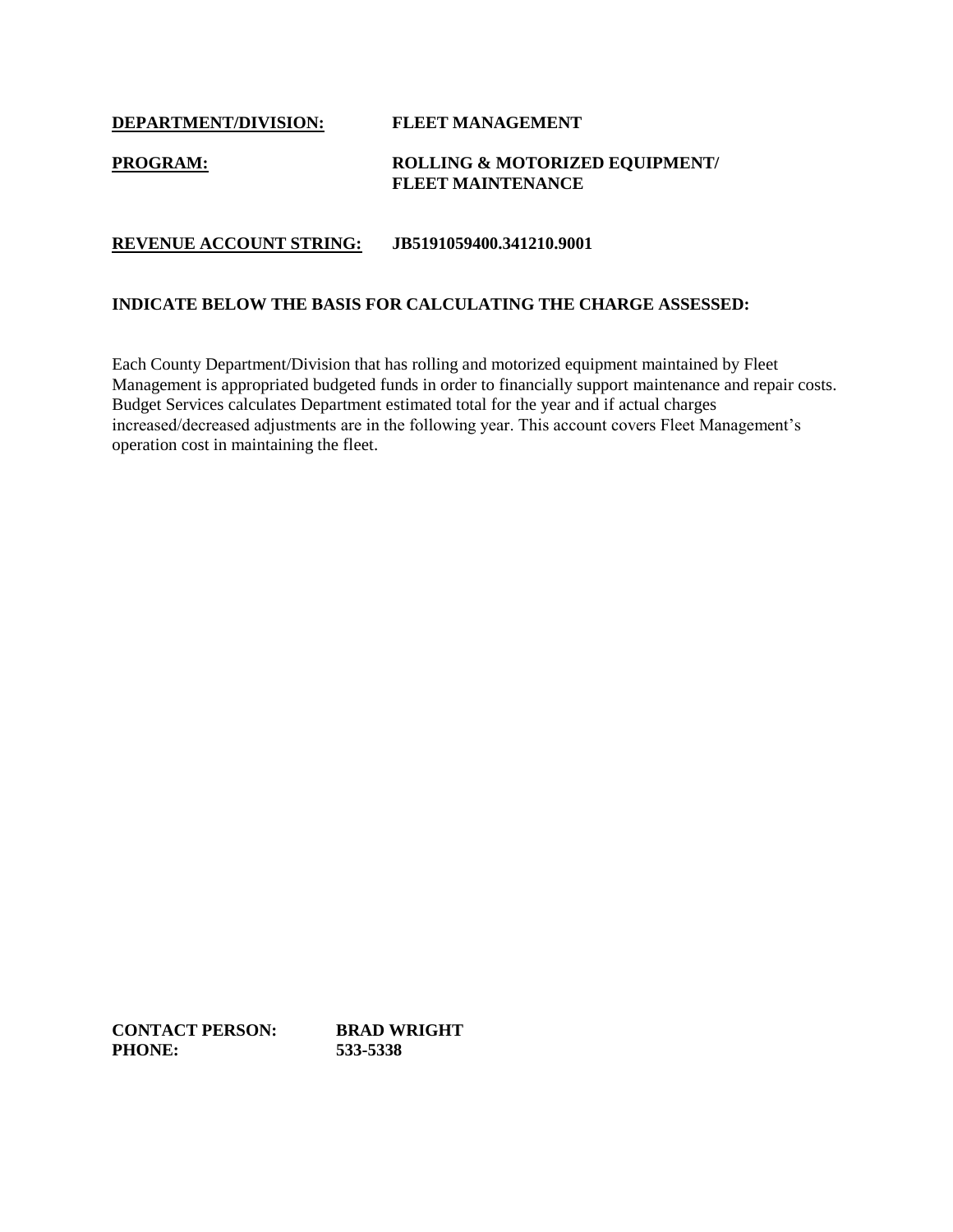**DEPARTMENT/DIVISION:** **FLEET MANAGEMENT**

**PROGRAM:** **ROLLING & MOTORIZED EQUIPMENT/ FLEET MAINTENANCE**

**REVENUE ACCOUNT STRING:** **JB5191059400.341210.9001**

**INDICATE BELOW THE BASIS FOR CALCULATING THE CHARGE ASSESSED:**

Each County Department/Division that has rolling and motorized equipment maintained by Fleet Management is appropriated budgeted funds in order to financially support maintenance and repair costs. Budget Services calculates Department estimated total for the year and if actual charges increased/decreased adjustments are in the following year. This account covers Fleet Management's operation cost in maintaining the fleet.

**CONTACT PERSON:** **BRAD WRIGHT**
**PHONE:** **533-5338**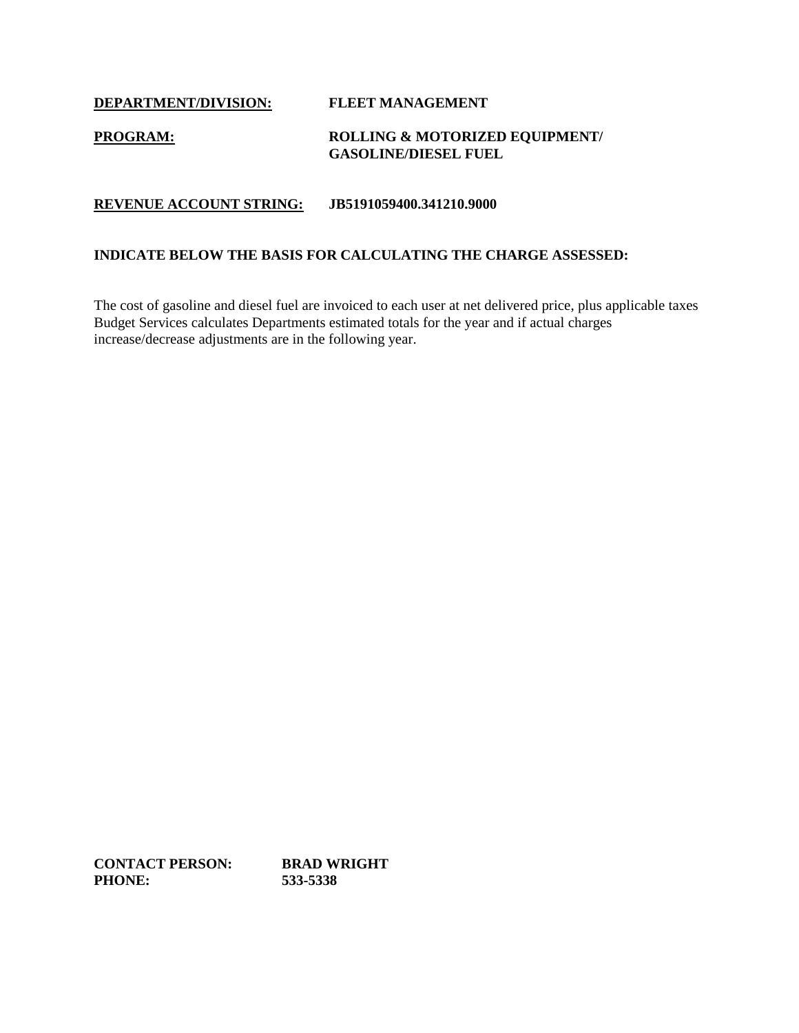**DEPARTMENT/DIVISION:** **FLEET MANAGEMENT**

**PROGRAM:** **ROLLING & MOTORIZED EQUIPMENT/ GASOLINE/DIESEL FUEL**

**REVENUE ACCOUNT STRING:** **JB5191059400.341210.9000**

**INDICATE BELOW THE BASIS FOR CALCULATING THE CHARGE ASSESSED:**

The cost of gasoline and diesel fuel are invoiced to each user at net delivered price, plus applicable taxes Budget Services calculates Departments estimated totals for the year and if actual charges increase/decrease adjustments are in the following year.

**CONTACT PERSON:** **BRAD WRIGHT**
**PHONE:** **533-5338**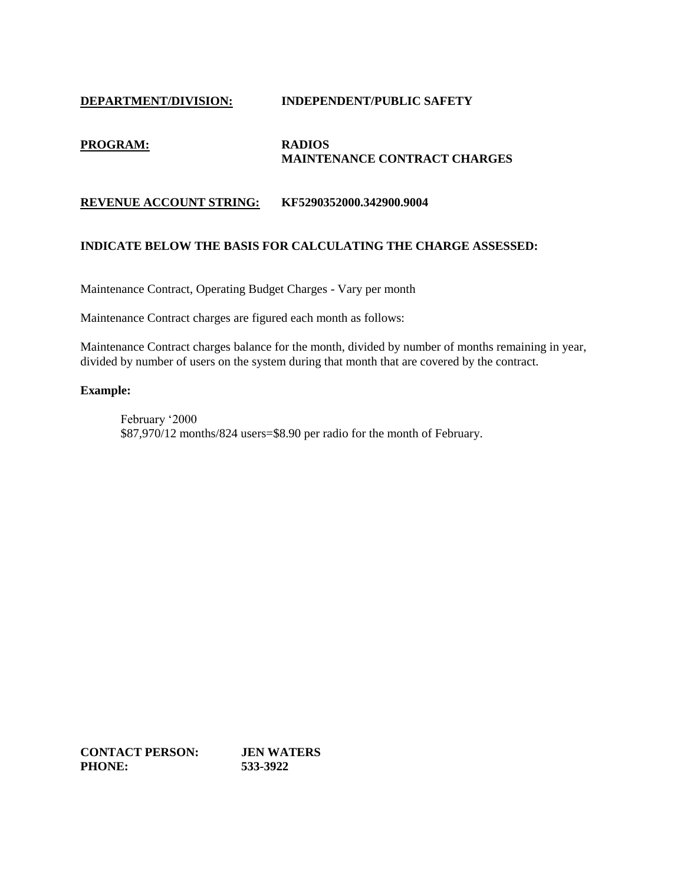**DEPARTMENT/DIVISION:** **INDEPENDENT/PUBLIC SAFETY**

**PROGRAM:** **RADIOS**
**MAINTENANCE CONTRACT CHARGES**

**REVENUE ACCOUNT STRING:** **KF5290352000.342900.9004**

**INDICATE BELOW THE BASIS FOR CALCULATING THE CHARGE ASSESSED:**

Maintenance Contract, Operating Budget Charges - Vary per month

Maintenance Contract charges are figured each month as follows:

Maintenance Contract charges balance for the month, divided by number of months remaining in year, divided by number of users on the system during that month that are covered by the contract.

**Example:**

> February '2000
> $87,970/12 months/824 users=$8.90 per radio for the month of February.

**CONTACT PERSON:** **JEN WATERS**
**PHONE:** **533-3922**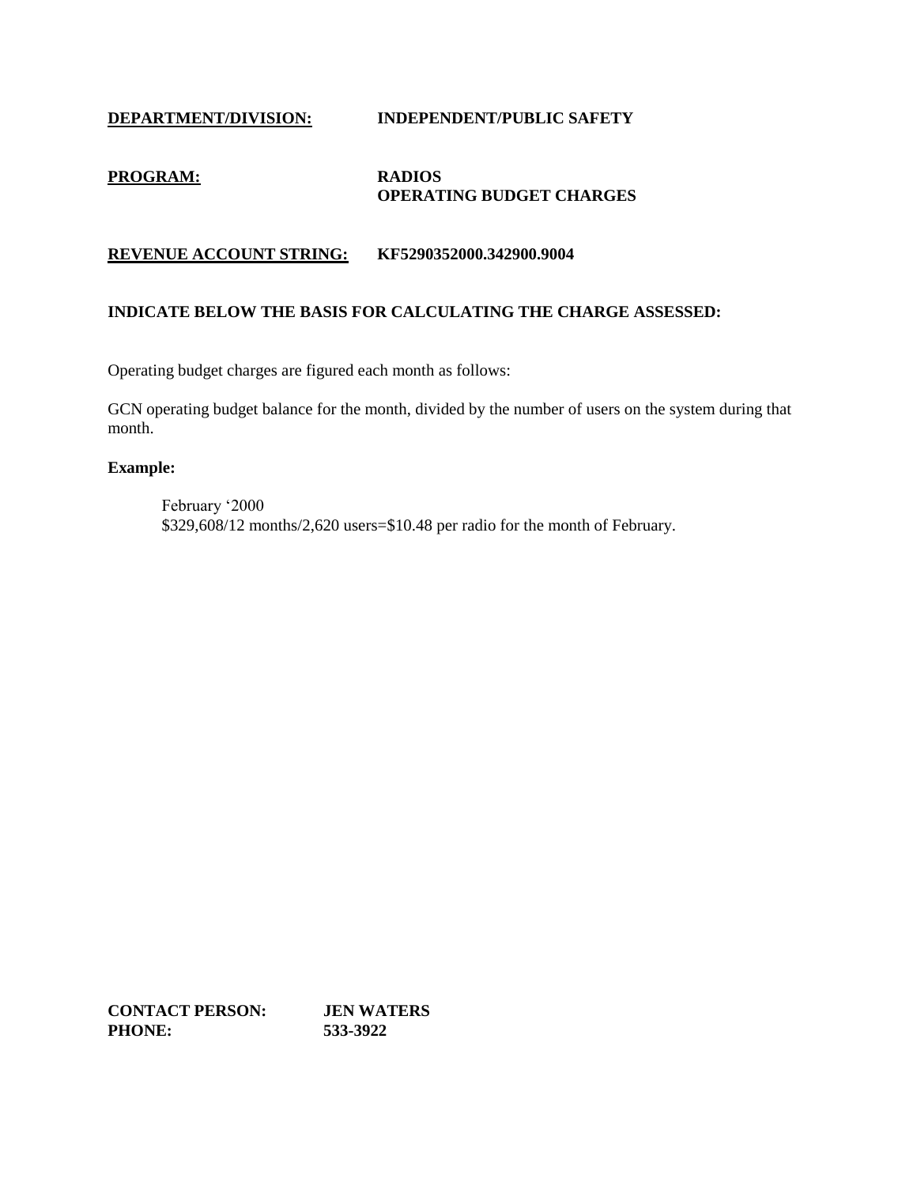**DEPARTMENT/DIVISION:** **INDEPENDENT/PUBLIC SAFETY**

**PROGRAM:** **RADIOS**
**OPERATING BUDGET CHARGES**

**REVENUE ACCOUNT STRING:** **KF5290352000.342900.9004**

**INDICATE BELOW THE BASIS FOR CALCULATING THE CHARGE ASSESSED:**

Operating budget charges are figured each month as follows:

GCN operating budget balance for the month, divided by the number of users on the system during that month.

**Example:**

February '2000
$329,608/12 months/2,620 users=$10.48 per radio for the month of February.

**CONTACT PERSON:** **JEN WATERS**
**PHONE:** **533-3922**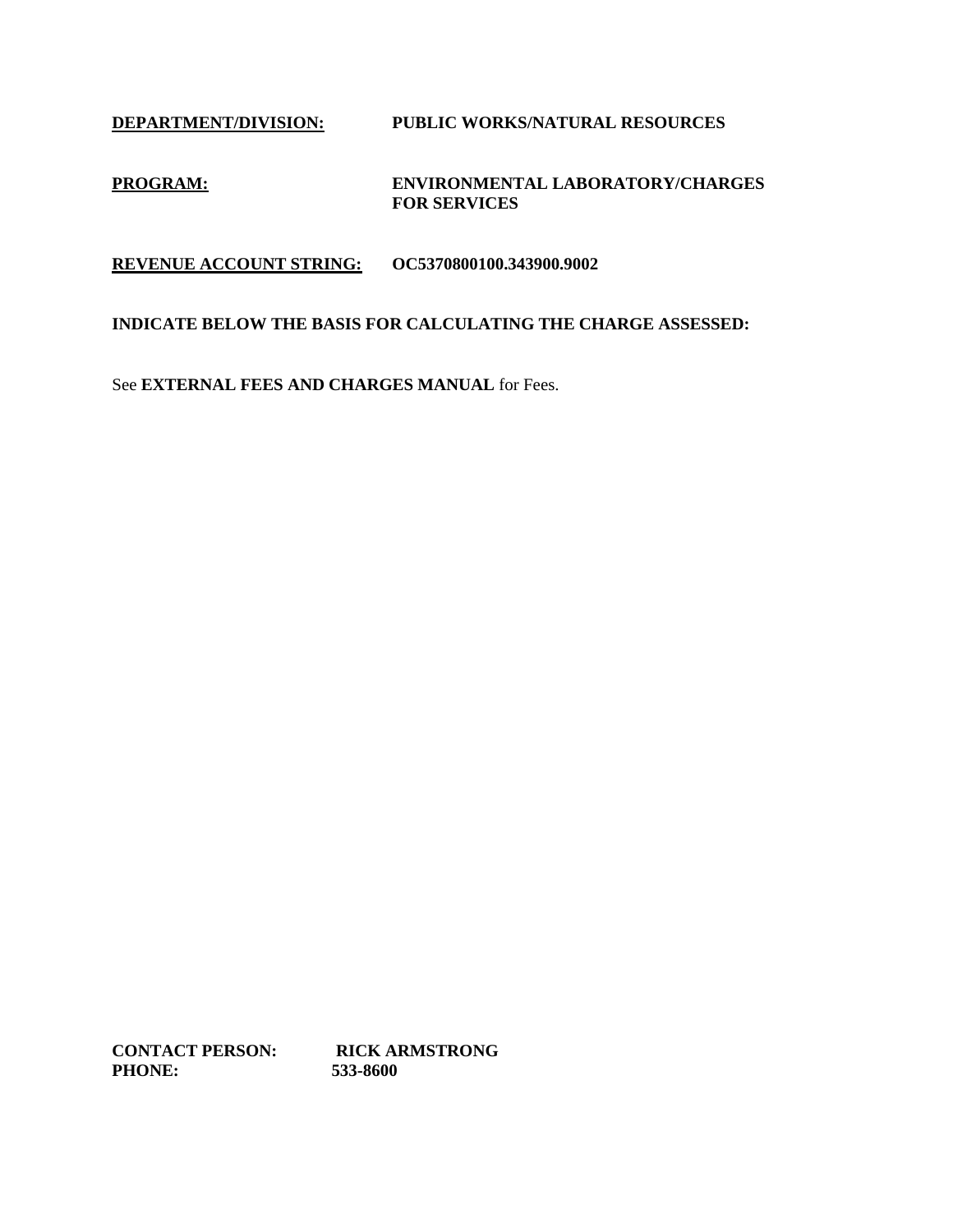**DEPARTMENT/DIVISION:** **PUBLIC WORKS/NATURAL RESOURCES**

**PROGRAM:** **ENVIRONMENTAL LABORATORY/CHARGES FOR SERVICES**

**REVENUE ACCOUNT STRING:** **OC5370800100.343900.9002**

**INDICATE BELOW THE BASIS FOR CALCULATING THE CHARGE ASSESSED:**

See **EXTERNAL FEES AND CHARGES MANUAL** for Fees.

**CONTACT PERSON:** **RICK ARMSTRONG**
**PHONE:** **533-8600**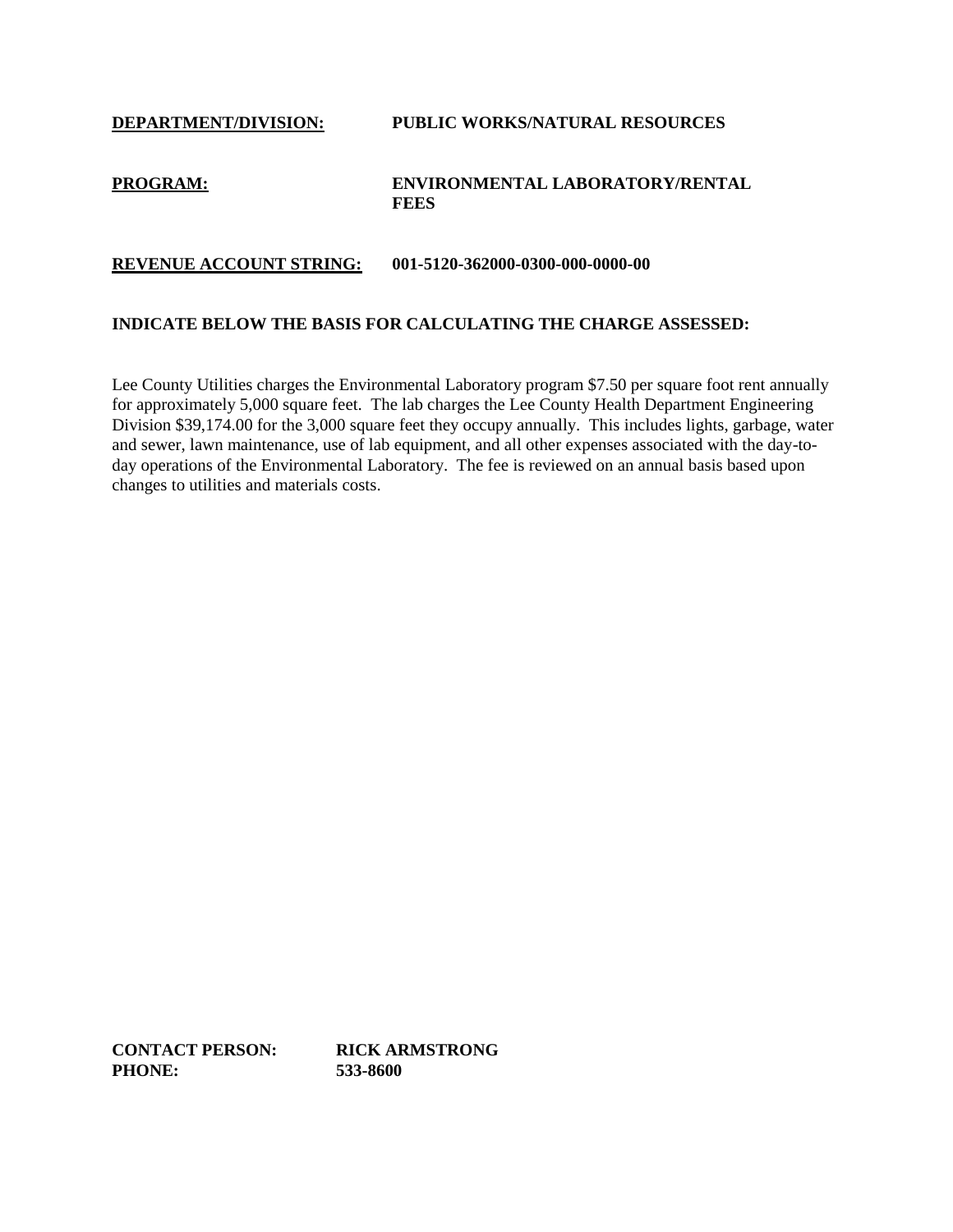**DEPARTMENT/DIVISION:** **PUBLIC WORKS/NATURAL RESOURCES**

**PROGRAM:** **ENVIRONMENTAL LABORATORY/RENTAL FEES**

**REVENUE ACCOUNT STRING:** **001-5120-362000-0300-000-0000-00**

**INDICATE BELOW THE BASIS FOR CALCULATING THE CHARGE ASSESSED:**

Lee County Utilities charges the Environmental Laboratory program $7.50 per square foot rent annually for approximately 5,000 square feet. The lab charges the Lee County Health Department Engineering Division $39,174.00 for the 3,000 square feet they occupy annually. This includes lights, garbage, water and sewer, lawn maintenance, use of lab equipment, and all other expenses associated with the day-to-day operations of the Environmental Laboratory. The fee is reviewed on an annual basis based upon changes to utilities and materials costs.

**CONTACT PERSON:** **RICK ARMSTRONG**
**PHONE:** **533-8600**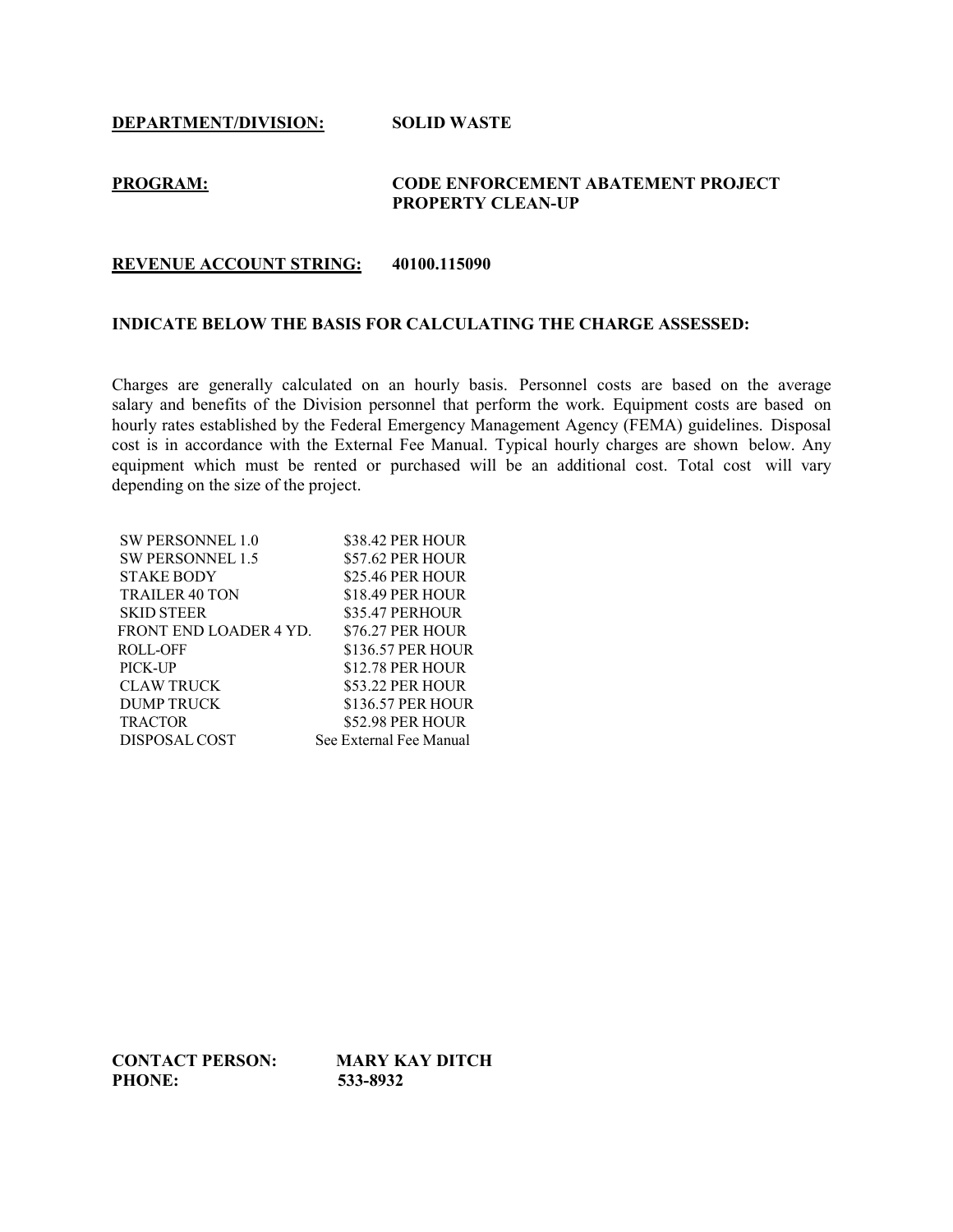**DEPARTMENT/DIVISION:** **SOLID WASTE**

**PROGRAM:** **CODE ENFORCEMENT ABATEMENT PROJECT PROPERTY CLEAN-UP**

**REVENUE ACCOUNT STRING:** **40100.115090**

**INDICATE BELOW THE BASIS FOR CALCULATING THE CHARGE ASSESSED:**

Charges are generally calculated on an hourly basis. Personnel costs are based on the average salary and benefits of the Division personnel that perform the work. Equipment costs are based on hourly rates established by the Federal Emergency Management Agency (FEMA) guidelines. Disposal cost is in accordance with the External Fee Manual. Typical hourly charges are shown below. Any equipment which must be rented or purchased will be an additional cost. Total cost will vary depending on the size of the project.

| | |
|---|---|
| SW PERSONNEL 1.0 | $38.42 PER HOUR |
| SW PERSONNEL 1.5 | $57.62 PER HOUR |
| STAKE BODY | $25.46 PER HOUR |
| TRAILER 40 TON | $18.49 PER HOUR |
| SKID STEER | $35.47 PERHOUR |
| FRONT END LOADER 4 YD. | $76.27 PER HOUR |
| ROLL-OFF | $136.57 PER HOUR |
| PICK-UP | $12.78 PER HOUR |
| CLAW TRUCK | $53.22 PER HOUR |
| DUMP TRUCK | $136.57 PER HOUR |
| TRACTOR | $52.98 PER HOUR |
| DISPOSAL COST | See External Fee Manual |

**CONTACT PERSON:** **MARY KAY DITCH**
**PHONE:** **533-8932**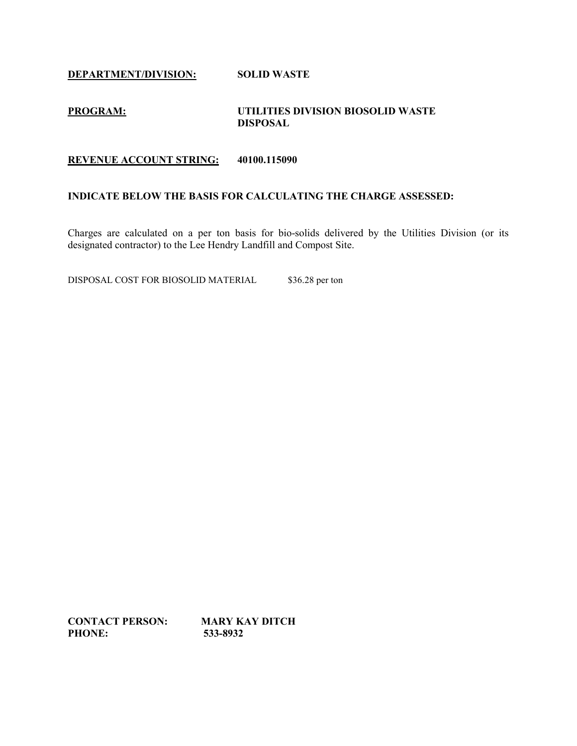**DEPARTMENT/DIVISION:** **SOLID WASTE**

**PROGRAM:** **UTILITIES DIVISION BIOSOLID WASTE DISPOSAL**

**REVENUE ACCOUNT STRING:** **40100.115090**

**INDICATE BELOW THE BASIS FOR CALCULATING THE CHARGE ASSESSED:**

Charges are calculated on a per ton basis for bio-solids delivered by the Utilities Division (or its designated contractor) to the Lee Hendry Landfill and Compost Site.

DISPOSAL COST FOR BIOSOLID MATERIAL $36.28 per ton

**CONTACT PERSON:** **MARY KAY DITCH**
**PHONE:** **533-8932**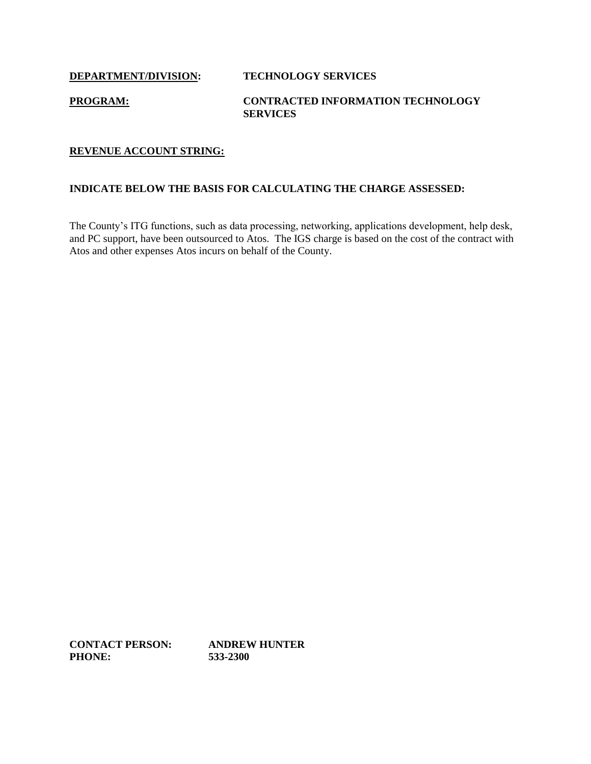**<u>DEPARTMENT/DIVISION</u>:** **TECHNOLOGY SERVICES**

**<u>PROGRAM:</u>** **CONTRACTED INFORMATION TECHNOLOGY SERVICES**

**<u>REVENUE ACCOUNT STRING:</u>**

**INDICATE BELOW THE BASIS FOR CALCULATING THE CHARGE ASSESSED:**

The County's ITG functions, such as data processing, networking, applications development, help desk, and PC support, have been outsourced to Atos. The IGS charge is based on the cost of the contract with Atos and other expenses Atos incurs on behalf of the County.

**CONTACT PERSON:** **ANDREW HUNTER**
**PHONE:** **533-2300**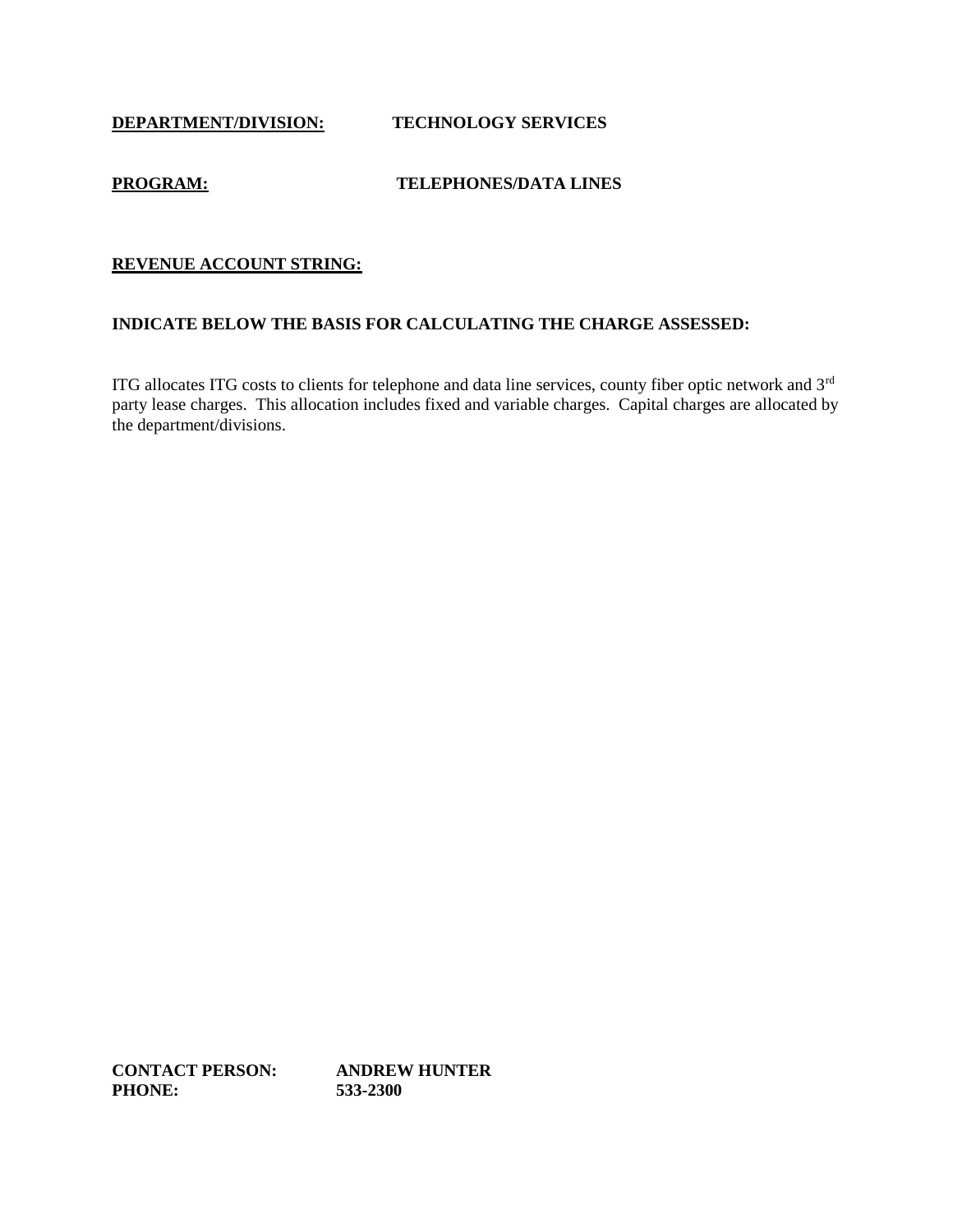**DEPARTMENT/DIVISION:** **TECHNOLOGY SERVICES**

**PROGRAM:** **TELEPHONES/DATA LINES**

**REVENUE ACCOUNT STRING:**

**INDICATE BELOW THE BASIS FOR CALCULATING THE CHARGE ASSESSED:**

ITG allocates ITG costs to clients for telephone and data line services, county fiber optic network and 3rd party lease charges. This allocation includes fixed and variable charges. Capital charges are allocated by the department/divisions.

**CONTACT PERSON:** **ANDREW HUNTER**
**PHONE:** **533-2300**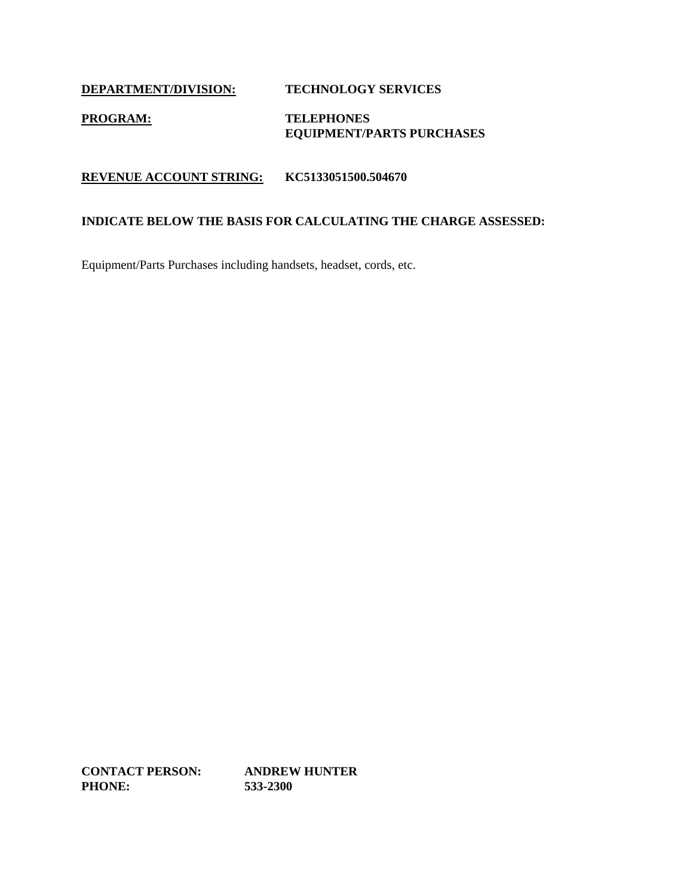**DEPARTMENT/DIVISION:** **TECHNOLOGY SERVICES**

**PROGRAM:** **TELEPHONES**
**EQUIPMENT/PARTS PURCHASES**

**REVENUE ACCOUNT STRING:** **KC5133051500.504670**

**INDICATE BELOW THE BASIS FOR CALCULATING THE CHARGE ASSESSED:**

Equipment/Parts Purchases including handsets, headset, cords, etc.

**CONTACT PERSON:** **ANDREW HUNTER**
**PHONE:** **533-2300**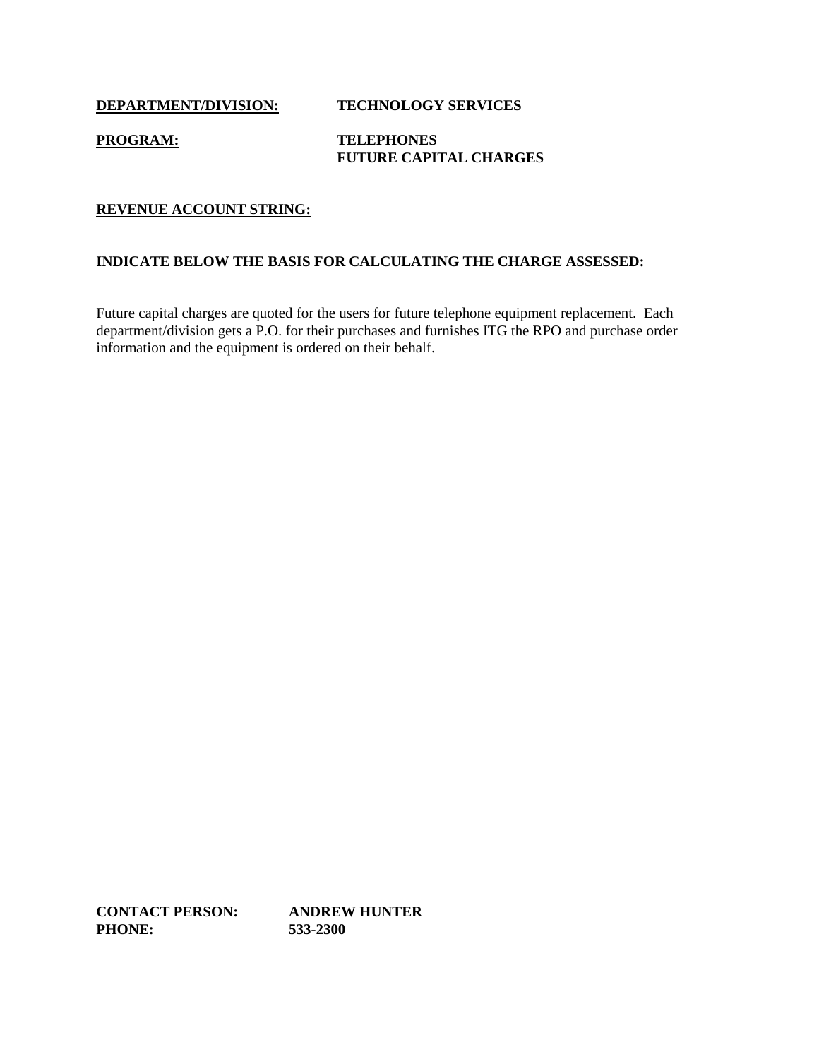**DEPARTMENT/DIVISION:** **TECHNOLOGY SERVICES**

**PROGRAM:** **TELEPHONES**
**FUTURE CAPITAL CHARGES**

**REVENUE ACCOUNT STRING:**

**INDICATE BELOW THE BASIS FOR CALCULATING THE CHARGE ASSESSED:**

Future capital charges are quoted for the users for future telephone equipment replacement. Each department/division gets a P.O. for their purchases and furnishes ITG the RPO and purchase order information and the equipment is ordered on their behalf.

**CONTACT PERSON:** **ANDREW HUNTER**
**PHONE:** **533-2300**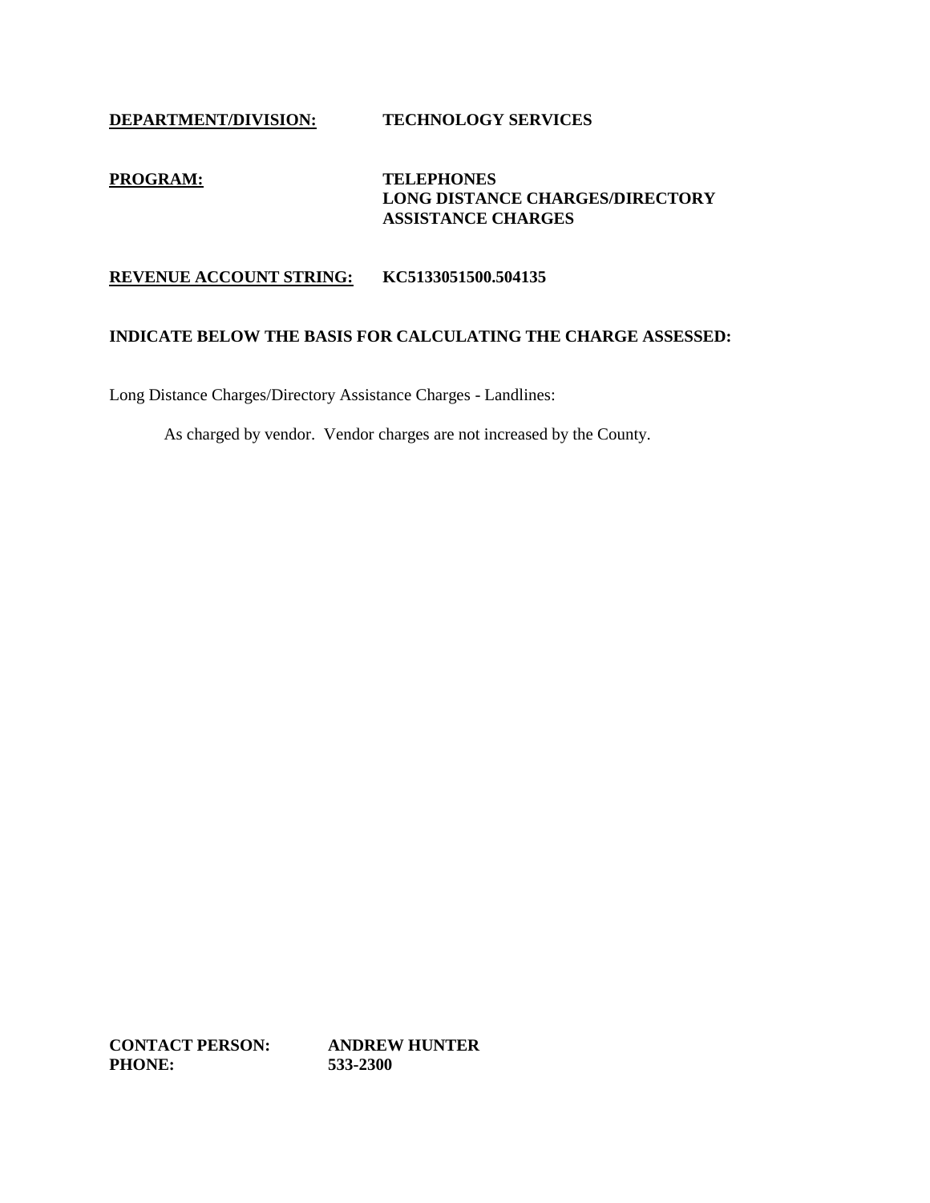**DEPARTMENT/DIVISION:** **TECHNOLOGY SERVICES**

**PROGRAM:** **TELEPHONES**
**LONG DISTANCE CHARGES/DIRECTORY ASSISTANCE CHARGES**

**REVENUE ACCOUNT STRING:** **KC5133051500.504135**

**INDICATE BELOW THE BASIS FOR CALCULATING THE CHARGE ASSESSED:**

Long Distance Charges/Directory Assistance Charges - Landlines:

As charged by vendor. Vendor charges are not increased by the County.

**CONTACT PERSON:** **ANDREW HUNTER**
**PHONE:** **533-2300**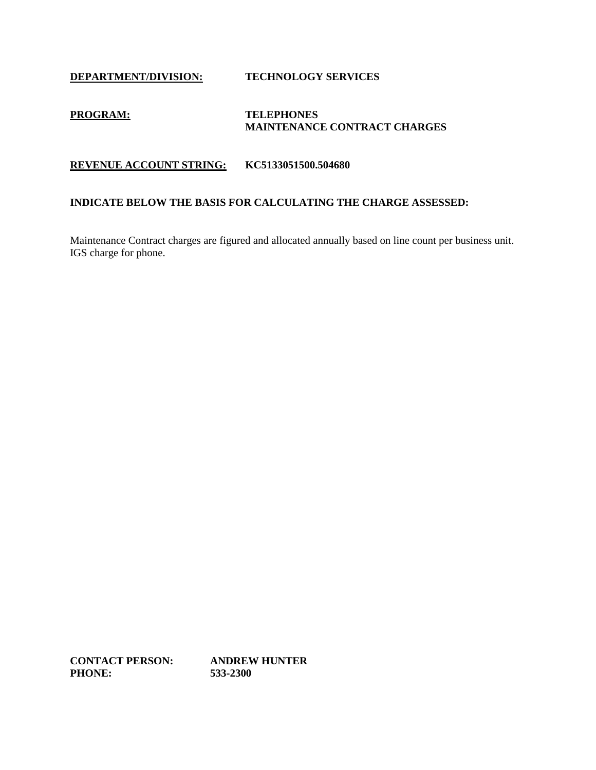**DEPARTMENT/DIVISION:** **TECHNOLOGY SERVICES**

**PROGRAM:** **TELEPHONES**
**MAINTENANCE CONTRACT CHARGES**

**REVENUE ACCOUNT STRING:** **KC5133051500.504680**

**INDICATE BELOW THE BASIS FOR CALCULATING THE CHARGE ASSESSED:**

Maintenance Contract charges are figured and allocated annually based on line count per business unit.
IGS charge for phone.

**CONTACT PERSON:** **ANDREW HUNTER**
**PHONE:** **533-2300**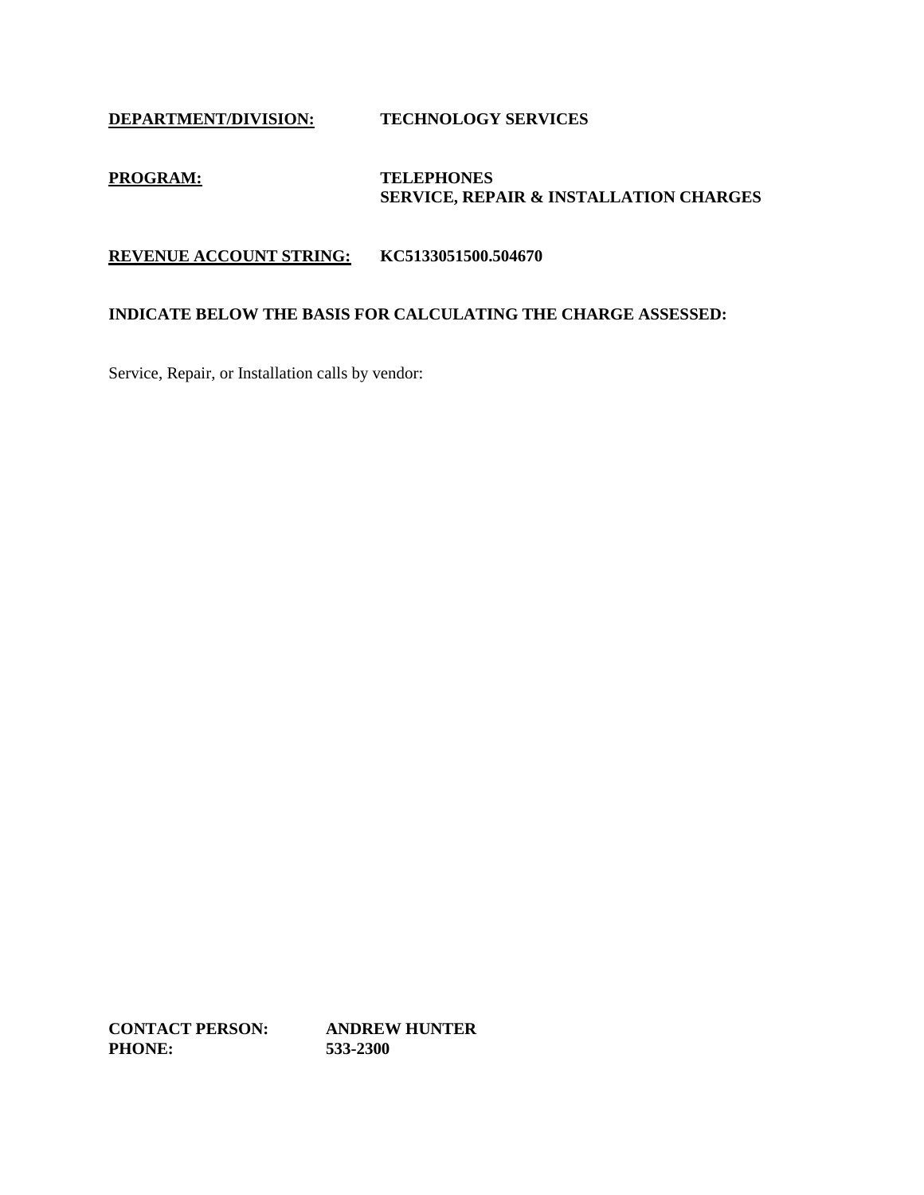**DEPARTMENT/DIVISION:** **TECHNOLOGY SERVICES**

**PROGRAM:** **TELEPHONES**
**SERVICE, REPAIR & INSTALLATION CHARGES**

**REVENUE ACCOUNT STRING:** **KC5133051500.504670**

**INDICATE BELOW THE BASIS FOR CALCULATING THE CHARGE ASSESSED:**

Service, Repair, or Installation calls by vendor:

**CONTACT PERSON:** **ANDREW HUNTER**
**PHONE:** **533-2300**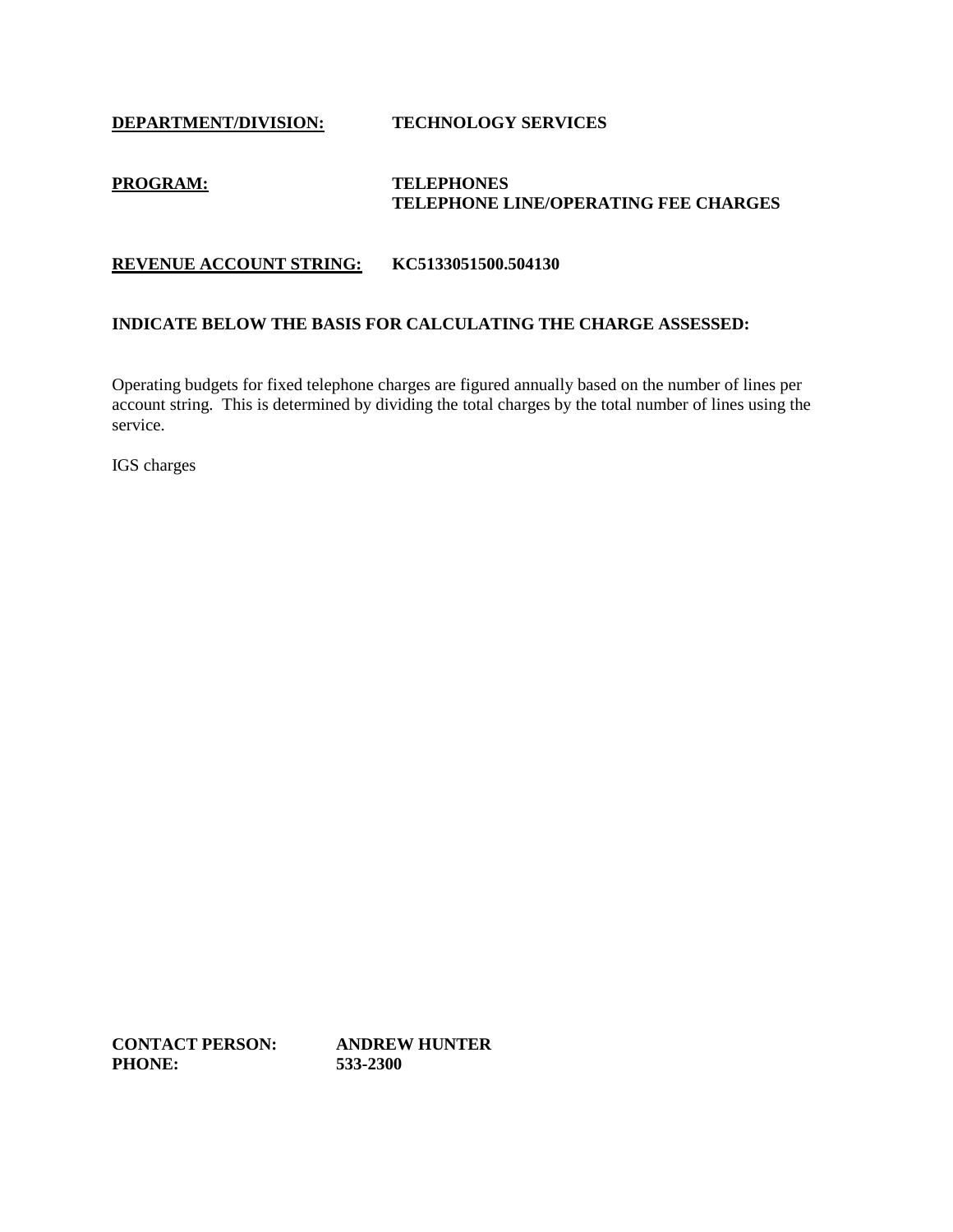**DEPARTMENT/DIVISION:** **TECHNOLOGY SERVICES**

**PROGRAM:** **TELEPHONES**
**TELEPHONE LINE/OPERATING FEE CHARGES**

**REVENUE ACCOUNT STRING:** **KC5133051500.504130**

**INDICATE BELOW THE BASIS FOR CALCULATING THE CHARGE ASSESSED:**

Operating budgets for fixed telephone charges are figured annually based on the number of lines per account string. This is determined by dividing the total charges by the total number of lines using the service.

IGS charges

**CONTACT PERSON:** **ANDREW HUNTER**
**PHONE:** **533-2300**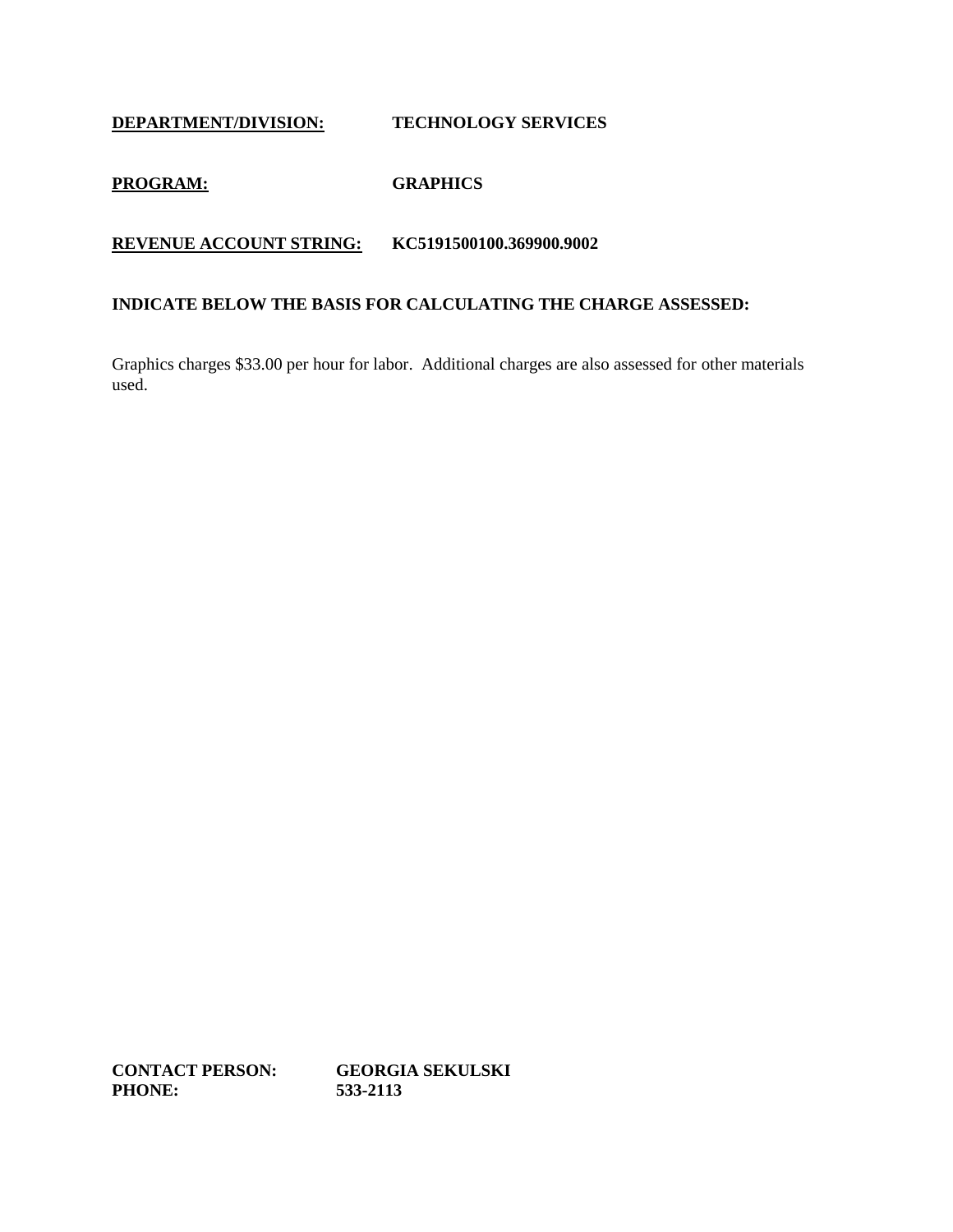**<u>DEPARTMENT/DIVISION:</u>** **TECHNOLOGY SERVICES**

**<u>PROGRAM:</u>** **GRAPHICS**

**<u>REVENUE ACCOUNT STRING:</u>** **KC5191500100.369900.9002**

**INDICATE BELOW THE BASIS FOR CALCULATING THE CHARGE ASSESSED:**

Graphics charges $33.00 per hour for labor. Additional charges are also assessed for other materials used.

**CONTACT PERSON:** **GEORGIA SEKULSKI**
**PHONE:** **533-2113**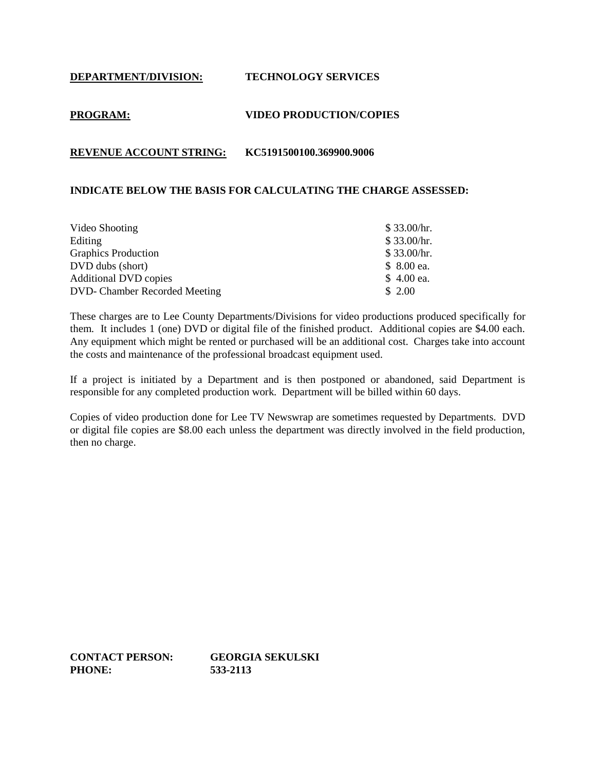**<u>DEPARTMENT/DIVISION:</u>** **TECHNOLOGY SERVICES**

**<u>PROGRAM:</u>** **VIDEO PRODUCTION/COPIES**

**<u>REVENUE ACCOUNT STRING:</u>** **KC5191500100.369900.9006**

**INDICATE BELOW THE BASIS FOR CALCULATING THE CHARGE ASSESSED:**

| | |
|---|---|
| Video Shooting | $ 33.00/hr. |
| Editing | $ 33.00/hr. |
| Graphics Production | $ 33.00/hr. |
| DVD dubs (short) | $ 8.00 ea. |
| Additional DVD copies | $ 4.00 ea. |
| DVD- Chamber Recorded Meeting | $ 2.00 |

These charges are to Lee County Departments/Divisions for video productions produced specifically for them. It includes 1 (one) DVD or digital file of the finished product. Additional copies are $4.00 each. Any equipment which might be rented or purchased will be an additional cost. Charges take into account the costs and maintenance of the professional broadcast equipment used.

If a project is initiated by a Department and is then postponed or abandoned, said Department is responsible for any completed production work. Department will be billed within 60 days.

Copies of video production done for Lee TV Newswrap are sometimes requested by Departments. DVD or digital file copies are $8.00 each unless the department was directly involved in the field production, then no charge.

**CONTACT PERSON:** **GEORGIA SEKULSKI**
**PHONE:** **533-2113**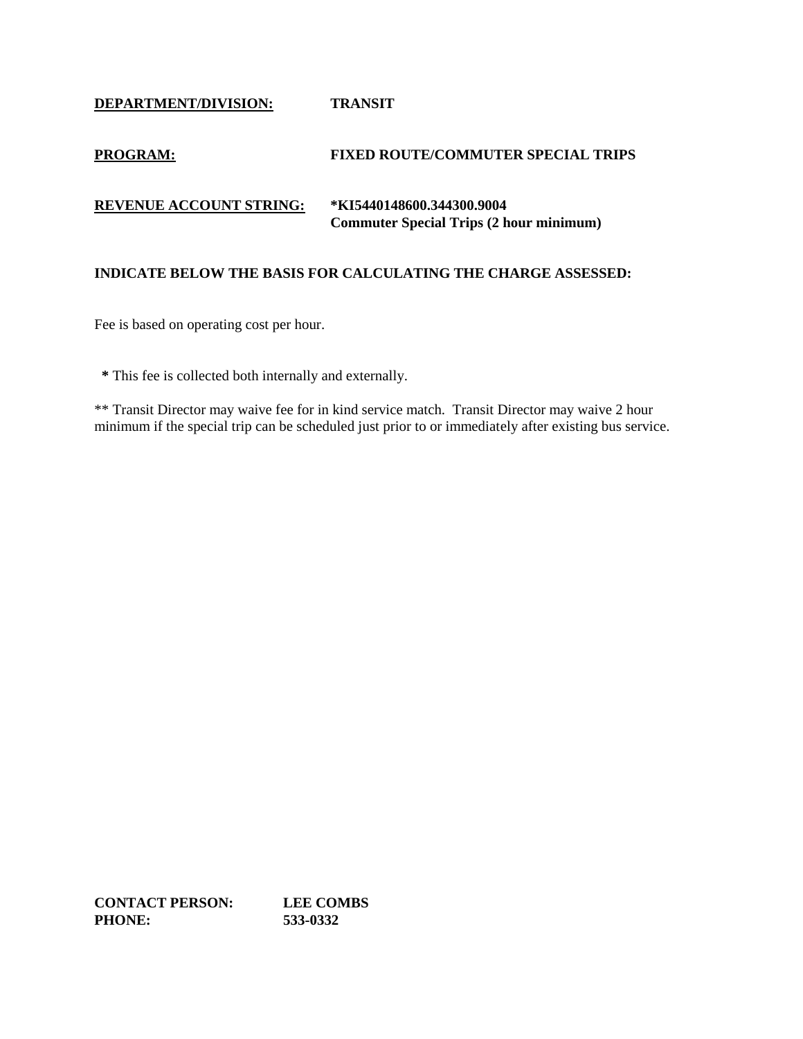**DEPARTMENT/DIVISION:** **TRANSIT**

**PROGRAM:** **FIXED ROUTE/COMMUTER SPECIAL TRIPS**

**REVENUE ACCOUNT STRING:** ***KI5440148600.344300.9004**
**Commuter Special Trips (2 hour minimum)**

**INDICATE BELOW THE BASIS FOR CALCULATING THE CHARGE ASSESSED:**

Fee is based on operating cost per hour.

**\*** This fee is collected both internally and externally.

** Transit Director may waive fee for in kind service match. Transit Director may waive 2 hour minimum if the special trip can be scheduled just prior to or immediately after existing bus service.

**CONTACT PERSON:** **LEE COMBS**
**PHONE:** **533-0332**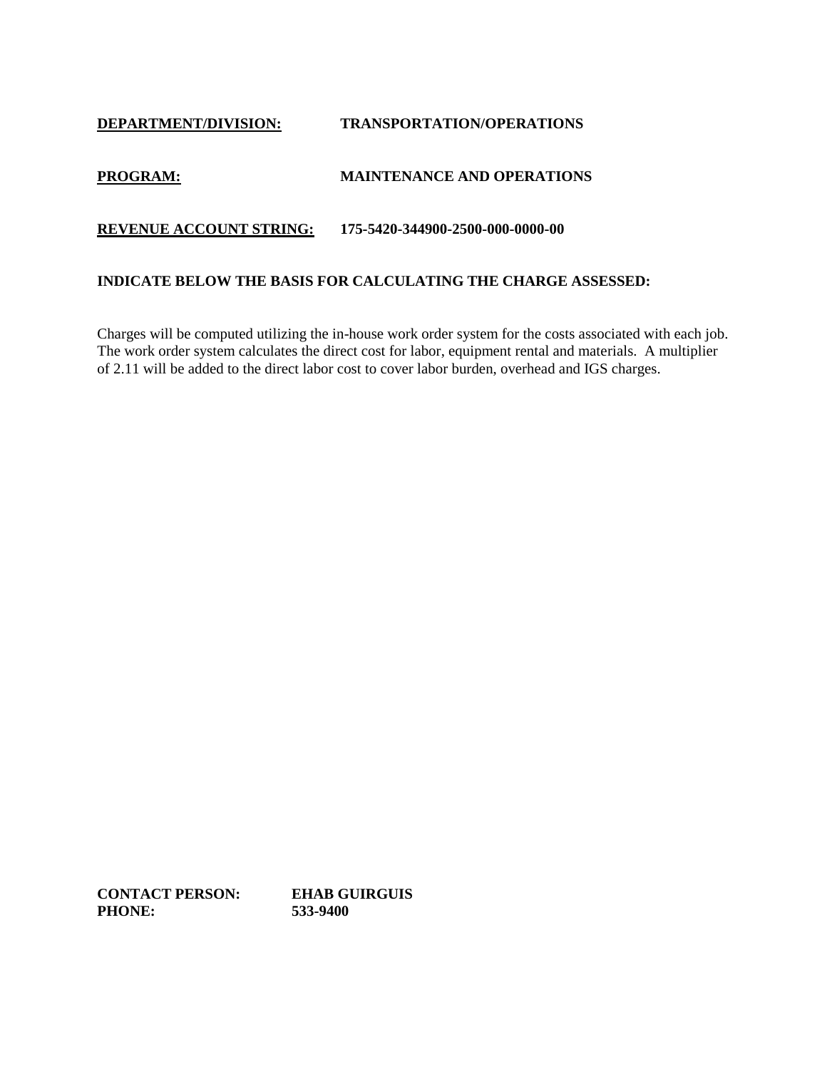**<u>DEPARTMENT/DIVISION:</u>** **TRANSPORTATION/OPERATIONS**

**<u>PROGRAM:</u>** **MAINTENANCE AND OPERATIONS**

**<u>REVENUE ACCOUNT STRING:</u>** **175-5420-344900-2500-000-0000-00**

**INDICATE BELOW THE BASIS FOR CALCULATING THE CHARGE ASSESSED:**

Charges will be computed utilizing the in-house work order system for the costs associated with each job. The work order system calculates the direct cost for labor, equipment rental and materials. A multiplier of 2.11 will be added to the direct labor cost to cover labor burden, overhead and IGS charges.

**CONTACT PERSON:** **EHAB GUIRGUIS**
**PHONE:** **533-9400**